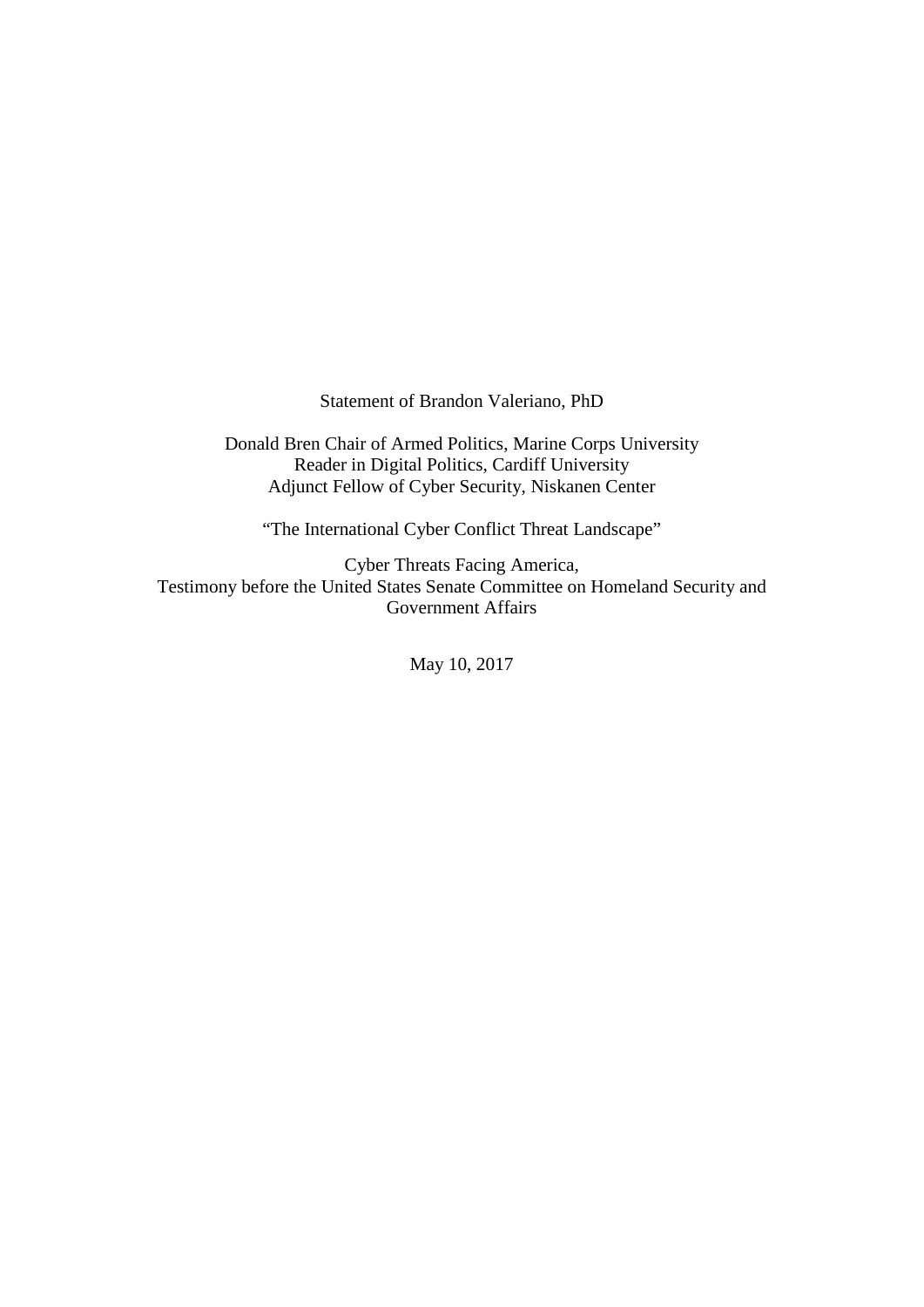Statement of Brandon Valeriano, PhD

Donald Bren Chair of Armed Politics, Marine Corps University
Reader in Digital Politics, Cardiff University
Adjunct Fellow of Cyber Security, Niskanen Center

"The International Cyber Conflict Threat Landscape"

Cyber Threats Facing America,
Testimony before the United States Senate Committee on Homeland Security and Government Affairs

May 10, 2017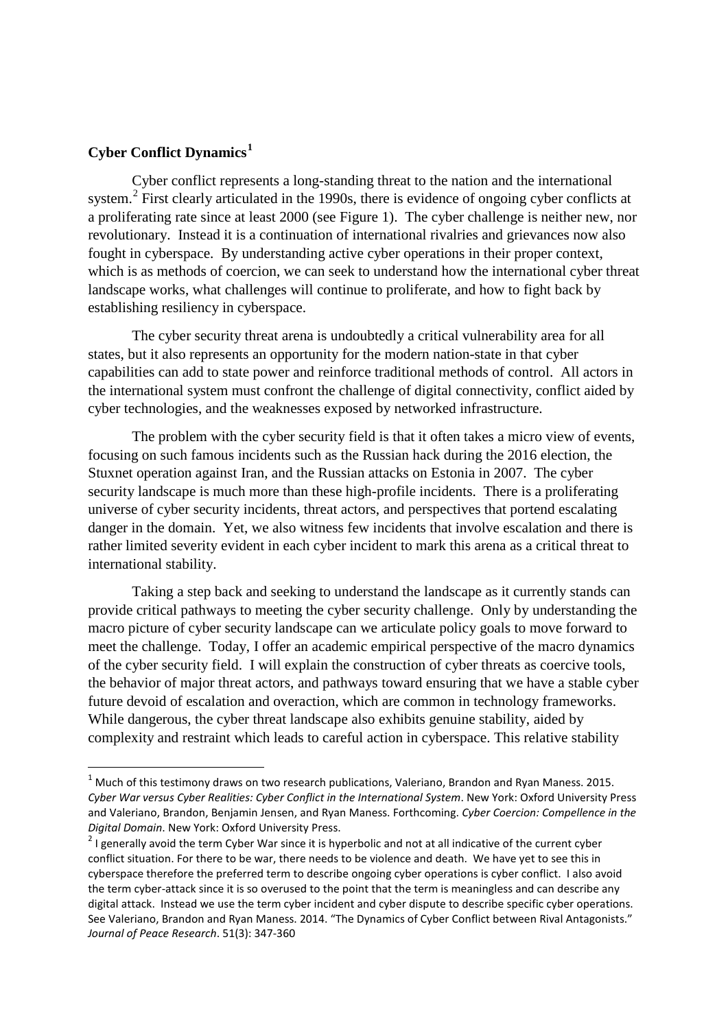**Cyber Conflict Dynamics**[1]

Cyber conflict represents a long-standing threat to the nation and the international system.[2] First clearly articulated in the 1990s, there is evidence of ongoing cyber conflicts at a proliferating rate since at least 2000 (see Figure 1). The cyber challenge is neither new, nor revolutionary. Instead it is a continuation of international rivalries and grievances now also fought in cyberspace. By understanding active cyber operations in their proper context, which is as methods of coercion, we can seek to understand how the international cyber threat landscape works, what challenges will continue to proliferate, and how to fight back by establishing resiliency in cyberspace.

The cyber security threat arena is undoubtedly a critical vulnerability area for all states, but it also represents an opportunity for the modern nation-state in that cyber capabilities can add to state power and reinforce traditional methods of control. All actors in the international system must confront the challenge of digital connectivity, conflict aided by cyber technologies, and the weaknesses exposed by networked infrastructure.

The problem with the cyber security field is that it often takes a micro view of events, focusing on such famous incidents such as the Russian hack during the 2016 election, the Stuxnet operation against Iran, and the Russian attacks on Estonia in 2007. The cyber security landscape is much more than these high-profile incidents. There is a proliferating universe of cyber security incidents, threat actors, and perspectives that portend escalating danger in the domain. Yet, we also witness few incidents that involve escalation and there is rather limited severity evident in each cyber incident to mark this arena as a critical threat to international stability.

Taking a step back and seeking to understand the landscape as it currently stands can provide critical pathways to meeting the cyber security challenge. Only by understanding the macro picture of cyber security landscape can we articulate policy goals to move forward to meet the challenge. Today, I offer an academic empirical perspective of the macro dynamics of the cyber security field. I will explain the construction of cyber threats as coercive tools, the behavior of major threat actors, and pathways toward ensuring that we have a stable cyber future devoid of escalation and overaction, which are common in technology frameworks. While dangerous, the cyber threat landscape also exhibits genuine stability, aided by complexity and restraint which leads to careful action in cyberspace. This relative stability

---

[1] Much of this testimony draws on two research publications, Valeriano, Brandon and Ryan Maness. 2015. *Cyber War versus Cyber Realities: Cyber Conflict in the International System*. New York: Oxford University Press and Valeriano, Brandon, Benjamin Jensen, and Ryan Maness. Forthcoming. *Cyber Coercion: Compellence in the Digital Domain*. New York: Oxford University Press.

[2] I generally avoid the term Cyber War since it is hyperbolic and not at all indicative of the current cyber conflict situation. For there to be war, there needs to be violence and death. We have yet to see this in cyberspace therefore the preferred term to describe ongoing cyber operations is cyber conflict. I also avoid the term cyber-attack since it is so overused to the point that the term is meaningless and can describe any digital attack. Instead we use the term cyber incident and cyber dispute to describe specific cyber operations. See Valeriano, Brandon and Ryan Maness. 2014. "The Dynamics of Cyber Conflict between Rival Antagonists." *Journal of Peace Research*. 51(3): 347-360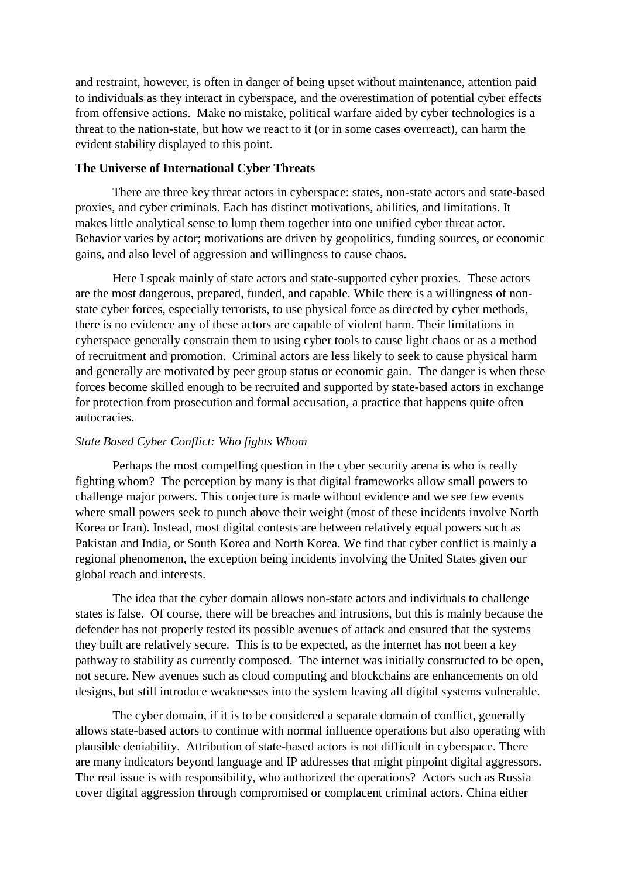and restraint, however, is often in danger of being upset without maintenance, attention paid to individuals as they interact in cyberspace, and the overestimation of potential cyber effects from offensive actions. Make no mistake, political warfare aided by cyber technologies is a threat to the nation-state, but how we react to it (or in some cases overreact), can harm the evident stability displayed to this point.

## The Universe of International Cyber Threats

There are three key threat actors in cyberspace: states, non-state actors and state-based proxies, and cyber criminals. Each has distinct motivations, abilities, and limitations. It makes little analytical sense to lump them together into one unified cyber threat actor. Behavior varies by actor; motivations are driven by geopolitics, funding sources, or economic gains, and also level of aggression and willingness to cause chaos.

Here I speak mainly of state actors and state-supported cyber proxies. These actors are the most dangerous, prepared, funded, and capable. While there is a willingness of non-state cyber forces, especially terrorists, to use physical force as directed by cyber methods, there is no evidence any of these actors are capable of violent harm. Their limitations in cyberspace generally constrain them to using cyber tools to cause light chaos or as a method of recruitment and promotion. Criminal actors are less likely to seek to cause physical harm and generally are motivated by peer group status or economic gain. The danger is when these forces become skilled enough to be recruited and supported by state-based actors in exchange for protection from prosecution and formal accusation, a practice that happens quite often autocracies.

### *State Based Cyber Conflict: Who fights Whom*

Perhaps the most compelling question in the cyber security arena is who is really fighting whom? The perception by many is that digital frameworks allow small powers to challenge major powers. This conjecture is made without evidence and we see few events where small powers seek to punch above their weight (most of these incidents involve North Korea or Iran). Instead, most digital contests are between relatively equal powers such as Pakistan and India, or South Korea and North Korea. We find that cyber conflict is mainly a regional phenomenon, the exception being incidents involving the United States given our global reach and interests.

The idea that the cyber domain allows non-state actors and individuals to challenge states is false. Of course, there will be breaches and intrusions, but this is mainly because the defender has not properly tested its possible avenues of attack and ensured that the systems they built are relatively secure. This is to be expected, as the internet has not been a key pathway to stability as currently composed. The internet was initially constructed to be open, not secure. New avenues such as cloud computing and blockchains are enhancements on old designs, but still introduce weaknesses into the system leaving all digital systems vulnerable.

The cyber domain, if it is to be considered a separate domain of conflict, generally allows state-based actors to continue with normal influence operations but also operating with plausible deniability. Attribution of state-based actors is not difficult in cyberspace. There are many indicators beyond language and IP addresses that might pinpoint digital aggressors. The real issue is with responsibility, who authorized the operations? Actors such as Russia cover digital aggression through compromised or complacent criminal actors. China either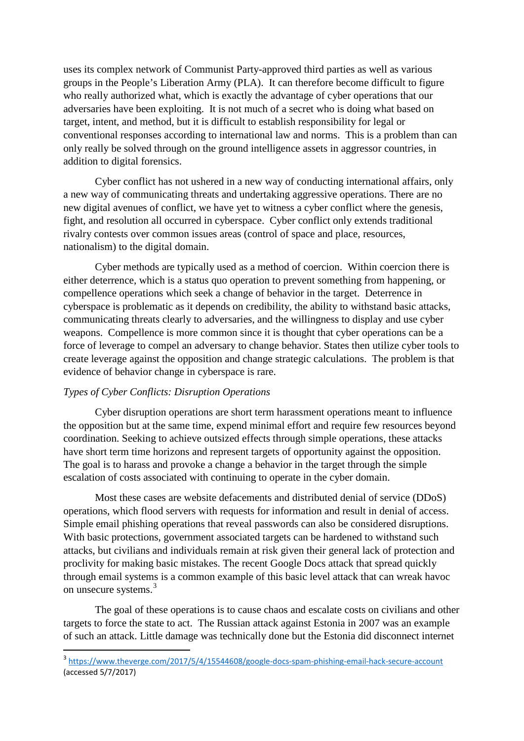uses its complex network of Communist Party-approved third parties as well as various groups in the People's Liberation Army (PLA). It can therefore become difficult to figure who really authorized what, which is exactly the advantage of cyber operations that our adversaries have been exploiting. It is not much of a secret who is doing what based on target, intent, and method, but it is difficult to establish responsibility for legal or conventional responses according to international law and norms. This is a problem than can only really be solved through on the ground intelligence assets in aggressor countries, in addition to digital forensics.

Cyber conflict has not ushered in a new way of conducting international affairs, only a new way of communicating threats and undertaking aggressive operations. There are no new digital avenues of conflict, we have yet to witness a cyber conflict where the genesis, fight, and resolution all occurred in cyberspace. Cyber conflict only extends traditional rivalry contests over common issues areas (control of space and place, resources, nationalism) to the digital domain.

Cyber methods are typically used as a method of coercion. Within coercion there is either deterrence, which is a status quo operation to prevent something from happening, or compellence operations which seek a change of behavior in the target. Deterrence in cyberspace is problematic as it depends on credibility, the ability to withstand basic attacks, communicating threats clearly to adversaries, and the willingness to display and use cyber weapons. Compellence is more common since it is thought that cyber operations can be a force of leverage to compel an adversary to change behavior. States then utilize cyber tools to create leverage against the opposition and change strategic calculations. The problem is that evidence of behavior change in cyberspace is rare.

*Types of Cyber Conflicts: Disruption Operations*

Cyber disruption operations are short term harassment operations meant to influence the opposition but at the same time, expend minimal effort and require few resources beyond coordination. Seeking to achieve outsized effects through simple operations, these attacks have short term time horizons and represent targets of opportunity against the opposition. The goal is to harass and provoke a change a behavior in the target through the simple escalation of costs associated with continuing to operate in the cyber domain.

Most these cases are website defacements and distributed denial of service (DDoS) operations, which flood servers with requests for information and result in denial of access. Simple email phishing operations that reveal passwords can also be considered disruptions. With basic protections, government associated targets can be hardened to withstand such attacks, but civilians and individuals remain at risk given their general lack of protection and proclivity for making basic mistakes. The recent Google Docs attack that spread quickly through email systems is a common example of this basic level attack that can wreak havoc on unsecure systems.[3]

The goal of these operations is to cause chaos and escalate costs on civilians and other targets to force the state to act. The Russian attack against Estonia in 2007 was an example of such an attack. Little damage was technically done but the Estonia did disconnect internet

---

[3] https://www.theverge.com/2017/5/4/15544608/google-docs-spam-phishing-email-hack-secure-account (accessed 5/7/2017)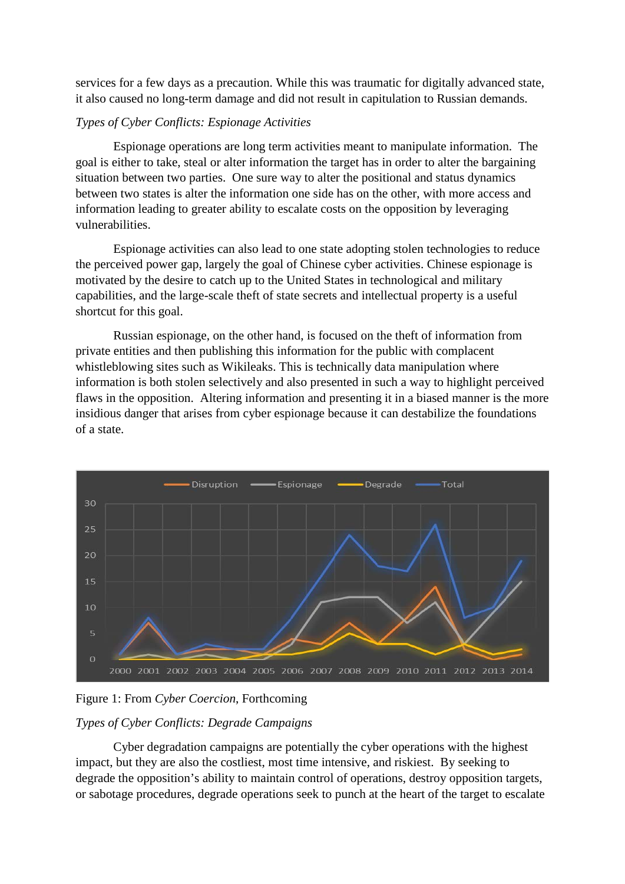services for a few days as a precaution. While this was traumatic for digitally advanced state, it also caused no long-term damage and did not result in capitulation to Russian demands.

*Types of Cyber Conflicts: Espionage Activities*

Espionage operations are long term activities meant to manipulate information. The goal is either to take, steal or alter information the target has in order to alter the bargaining situation between two parties. One sure way to alter the positional and status dynamics between two states is alter the information one side has on the other, with more access and information leading to greater ability to escalate costs on the opposition by leveraging vulnerabilities.

Espionage activities can also lead to one state adopting stolen technologies to reduce the perceived power gap, largely the goal of Chinese cyber activities. Chinese espionage is motivated by the desire to catch up to the United States in technological and military capabilities, and the large-scale theft of state secrets and intellectual property is a useful shortcut for this goal.

Russian espionage, on the other hand, is focused on the theft of information from private entities and then publishing this information for the public with complacent whistleblowing sites such as Wikileaks. This is technically data manipulation where information is both stolen selectively and also presented in such a way to highlight perceived flaws in the opposition. Altering information and presenting it in a biased manner is the more insidious danger that arises from cyber espionage because it can destabilize the foundations of a state.

Figure 1: From *Cyber Coercion*, Forthcoming

*Types of Cyber Conflicts: Degrade Campaigns*

Cyber degradation campaigns are potentially the cyber operations with the highest impact, but they are also the costliest, most time intensive, and riskiest. By seeking to degrade the opposition's ability to maintain control of operations, destroy opposition targets, or sabotage procedures, degrade operations seek to punch at the heart of the target to escalate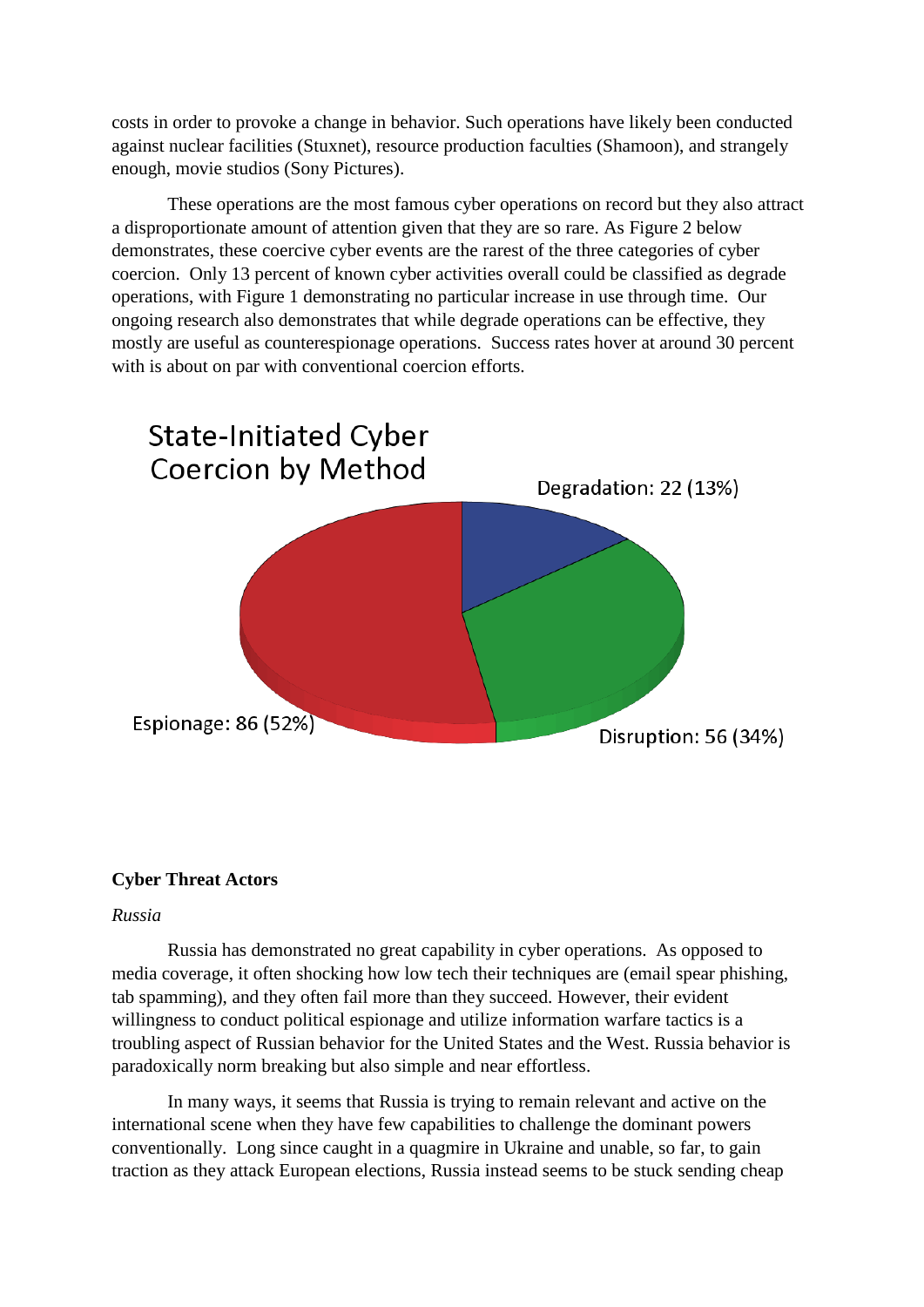costs in order to provoke a change in behavior. Such operations have likely been conducted against nuclear facilities (Stuxnet), resource production faculties (Shamoon), and strangely enough, movie studios (Sony Pictures).

These operations are the most famous cyber operations on record but they also attract a disproportionate amount of attention given that they are so rare. As Figure 2 below demonstrates, these coercive cyber events are the rarest of the three categories of cyber coercion. Only 13 percent of known cyber activities overall could be classified as degrade operations, with Figure 1 demonstrating no particular increase in use through time. Our ongoing research also demonstrates that while degrade operations can be effective, they mostly are useful as counterespionage operations. Success rates hover at around 30 percent with is about on par with conventional coercion efforts.

State-Initiated Cyber Coercion by Method

Degradation: 22 (13%)

Espionage: 86 (52%)

Disruption: 56 (34%)

**Cyber Threat Actors**

*Russia*

Russia has demonstrated no great capability in cyber operations. As opposed to media coverage, it often shocking how low tech their techniques are (email spear phishing, tab spamming), and they often fail more than they succeed. However, their evident willingness to conduct political espionage and utilize information warfare tactics is a troubling aspect of Russian behavior for the United States and the West. Russia behavior is paradoxically norm breaking but also simple and near effortless.

In many ways, it seems that Russia is trying to remain relevant and active on the international scene when they have few capabilities to challenge the dominant powers conventionally. Long since caught in a quagmire in Ukraine and unable, so far, to gain traction as they attack European elections, Russia instead seems to be stuck sending cheap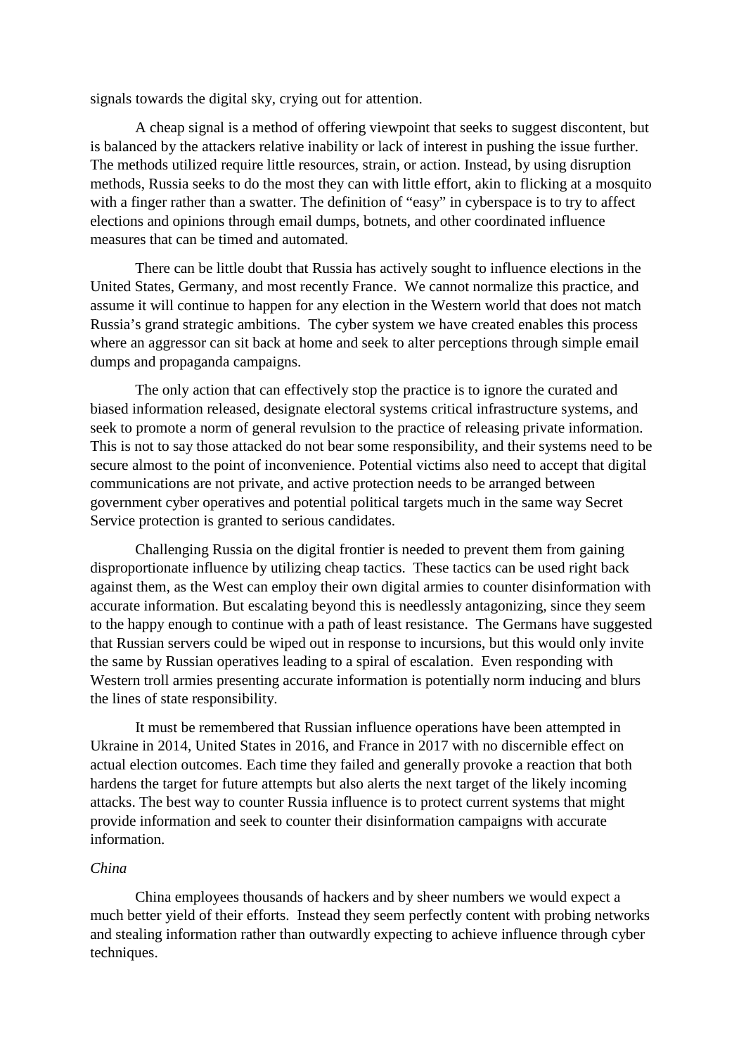signals towards the digital sky, crying out for attention.

A cheap signal is a method of offering viewpoint that seeks to suggest discontent, but is balanced by the attackers relative inability or lack of interest in pushing the issue further. The methods utilized require little resources, strain, or action. Instead, by using disruption methods, Russia seeks to do the most they can with little effort, akin to flicking at a mosquito with a finger rather than a swatter. The definition of "easy" in cyberspace is to try to affect elections and opinions through email dumps, botnets, and other coordinated influence measures that can be timed and automated.

There can be little doubt that Russia has actively sought to influence elections in the United States, Germany, and most recently France. We cannot normalize this practice, and assume it will continue to happen for any election in the Western world that does not match Russia's grand strategic ambitions. The cyber system we have created enables this process where an aggressor can sit back at home and seek to alter perceptions through simple email dumps and propaganda campaigns.

The only action that can effectively stop the practice is to ignore the curated and biased information released, designate electoral systems critical infrastructure systems, and seek to promote a norm of general revulsion to the practice of releasing private information. This is not to say those attacked do not bear some responsibility, and their systems need to be secure almost to the point of inconvenience. Potential victims also need to accept that digital communications are not private, and active protection needs to be arranged between government cyber operatives and potential political targets much in the same way Secret Service protection is granted to serious candidates.

Challenging Russia on the digital frontier is needed to prevent them from gaining disproportionate influence by utilizing cheap tactics. These tactics can be used right back against them, as the West can employ their own digital armies to counter disinformation with accurate information. But escalating beyond this is needlessly antagonizing, since they seem to the happy enough to continue with a path of least resistance. The Germans have suggested that Russian servers could be wiped out in response to incursions, but this would only invite the same by Russian operatives leading to a spiral of escalation. Even responding with Western troll armies presenting accurate information is potentially norm inducing and blurs the lines of state responsibility.

It must be remembered that Russian influence operations have been attempted in Ukraine in 2014, United States in 2016, and France in 2017 with no discernible effect on actual election outcomes. Each time they failed and generally provoke a reaction that both hardens the target for future attempts but also alerts the next target of the likely incoming attacks. The best way to counter Russia influence is to protect current systems that might provide information and seek to counter their disinformation campaigns with accurate information.

*China*

China employees thousands of hackers and by sheer numbers we would expect a much better yield of their efforts. Instead they seem perfectly content with probing networks and stealing information rather than outwardly expecting to achieve influence through cyber techniques.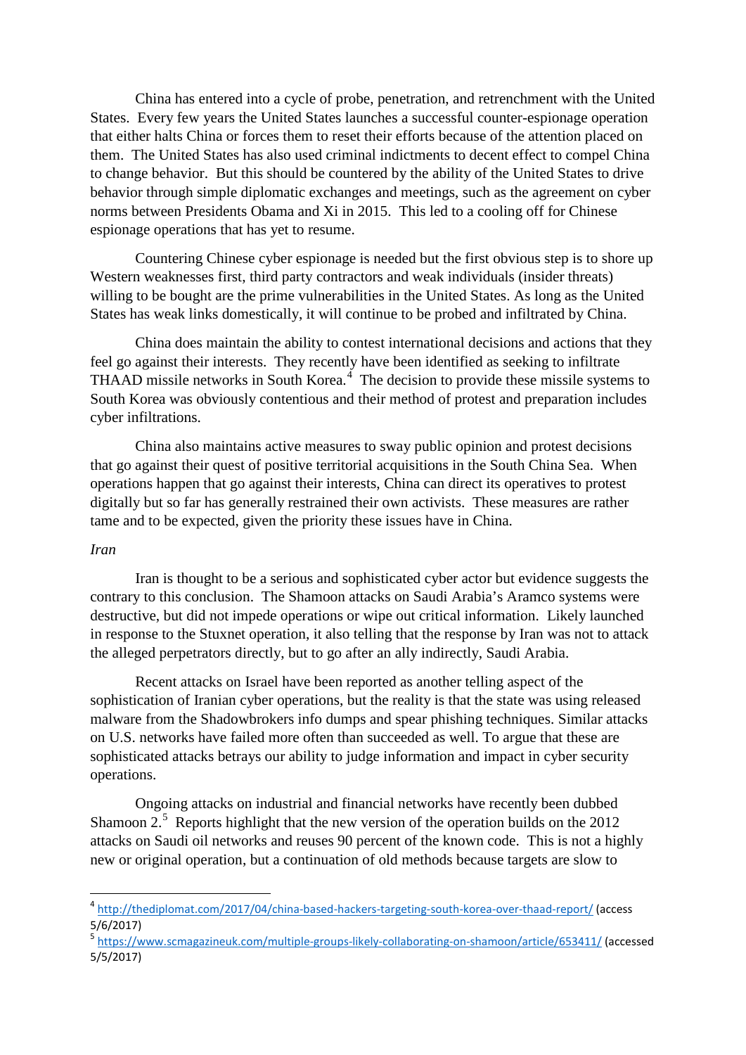China has entered into a cycle of probe, penetration, and retrenchment with the United States. Every few years the United States launches a successful counter-espionage operation that either halts China or forces them to reset their efforts because of the attention placed on them. The United States has also used criminal indictments to decent effect to compel China to change behavior. But this should be countered by the ability of the United States to drive behavior through simple diplomatic exchanges and meetings, such as the agreement on cyber norms between Presidents Obama and Xi in 2015. This led to a cooling off for Chinese espionage operations that has yet to resume.

Countering Chinese cyber espionage is needed but the first obvious step is to shore up Western weaknesses first, third party contractors and weak individuals (insider threats) willing to be bought are the prime vulnerabilities in the United States. As long as the United States has weak links domestically, it will continue to be probed and infiltrated by China.

China does maintain the ability to contest international decisions and actions that they feel go against their interests. They recently have been identified as seeking to infiltrate THAAD missile networks in South Korea.[4] The decision to provide these missile systems to South Korea was obviously contentious and their method of protest and preparation includes cyber infiltrations.

China also maintains active measures to sway public opinion and protest decisions that go against their quest of positive territorial acquisitions in the South China Sea. When operations happen that go against their interests, China can direct its operatives to protest digitally but so far has generally restrained their own activists. These measures are rather tame and to be expected, given the priority these issues have in China.

*Iran*

Iran is thought to be a serious and sophisticated cyber actor but evidence suggests the contrary to this conclusion. The Shamoon attacks on Saudi Arabia's Aramco systems were destructive, but did not impede operations or wipe out critical information. Likely launched in response to the Stuxnet operation, it also telling that the response by Iran was not to attack the alleged perpetrators directly, but to go after an ally indirectly, Saudi Arabia.

Recent attacks on Israel have been reported as another telling aspect of the sophistication of Iranian cyber operations, but the reality is that the state was using released malware from the Shadowbrokers info dumps and spear phishing techniques. Similar attacks on U.S. networks have failed more often than succeeded as well. To argue that these are sophisticated attacks betrays our ability to judge information and impact in cyber security operations.

Ongoing attacks on industrial and financial networks have recently been dubbed Shamoon 2.[5] Reports highlight that the new version of the operation builds on the 2012 attacks on Saudi oil networks and reuses 90 percent of the known code. This is not a highly new or original operation, but a continuation of old methods because targets are slow to

---

[4] http://thediplomat.com/2017/04/china-based-hackers-targeting-south-korea-over-thaad-report/ (access 5/6/2017)

[5] https://www.scmagazineuk.com/multiple-groups-likely-collaborating-on-shamoon/article/653411/ (accessed 5/5/2017)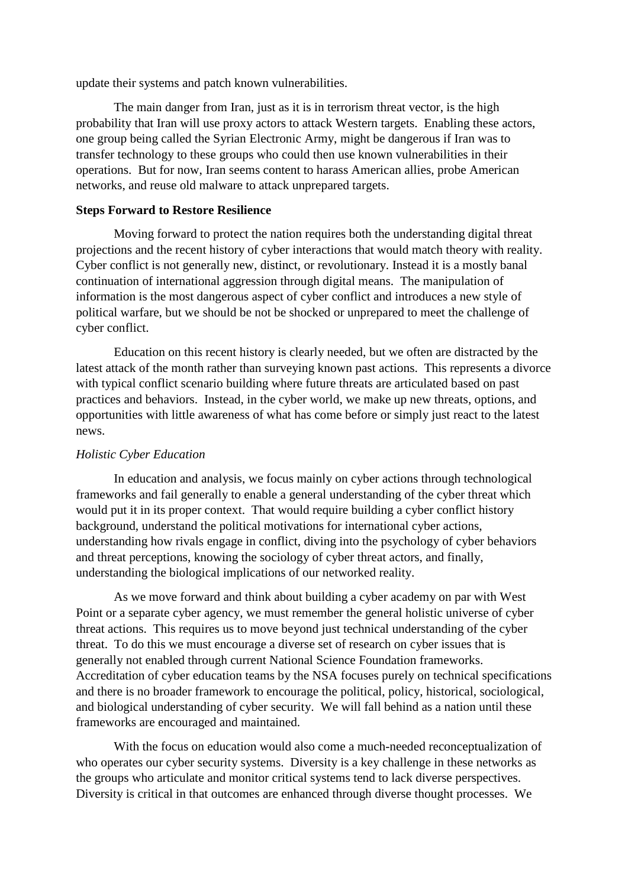update their systems and patch known vulnerabilities.

The main danger from Iran, just as it is in terrorism threat vector, is the high probability that Iran will use proxy actors to attack Western targets. Enabling these actors, one group being called the Syrian Electronic Army, might be dangerous if Iran was to transfer technology to these groups who could then use known vulnerabilities in their operations. But for now, Iran seems content to harass American allies, probe American networks, and reuse old malware to attack unprepared targets.

**Steps Forward to Restore Resilience**

Moving forward to protect the nation requires both the understanding digital threat projections and the recent history of cyber interactions that would match theory with reality. Cyber conflict is not generally new, distinct, or revolutionary. Instead it is a mostly banal continuation of international aggression through digital means. The manipulation of information is the most dangerous aspect of cyber conflict and introduces a new style of political warfare, but we should be not be shocked or unprepared to meet the challenge of cyber conflict.

Education on this recent history is clearly needed, but we often are distracted by the latest attack of the month rather than surveying known past actions. This represents a divorce with typical conflict scenario building where future threats are articulated based on past practices and behaviors. Instead, in the cyber world, we make up new threats, options, and opportunities with little awareness of what has come before or simply just react to the latest news.

*Holistic Cyber Education*

In education and analysis, we focus mainly on cyber actions through technological frameworks and fail generally to enable a general understanding of the cyber threat which would put it in its proper context. That would require building a cyber conflict history background, understand the political motivations for international cyber actions, understanding how rivals engage in conflict, diving into the psychology of cyber behaviors and threat perceptions, knowing the sociology of cyber threat actors, and finally, understanding the biological implications of our networked reality.

As we move forward and think about building a cyber academy on par with West Point or a separate cyber agency, we must remember the general holistic universe of cyber threat actions. This requires us to move beyond just technical understanding of the cyber threat. To do this we must encourage a diverse set of research on cyber issues that is generally not enabled through current National Science Foundation frameworks. Accreditation of cyber education teams by the NSA focuses purely on technical specifications and there is no broader framework to encourage the political, policy, historical, sociological, and biological understanding of cyber security. We will fall behind as a nation until these frameworks are encouraged and maintained.

With the focus on education would also come a much-needed reconceptualization of who operates our cyber security systems. Diversity is a key challenge in these networks as the groups who articulate and monitor critical systems tend to lack diverse perspectives. Diversity is critical in that outcomes are enhanced through diverse thought processes. We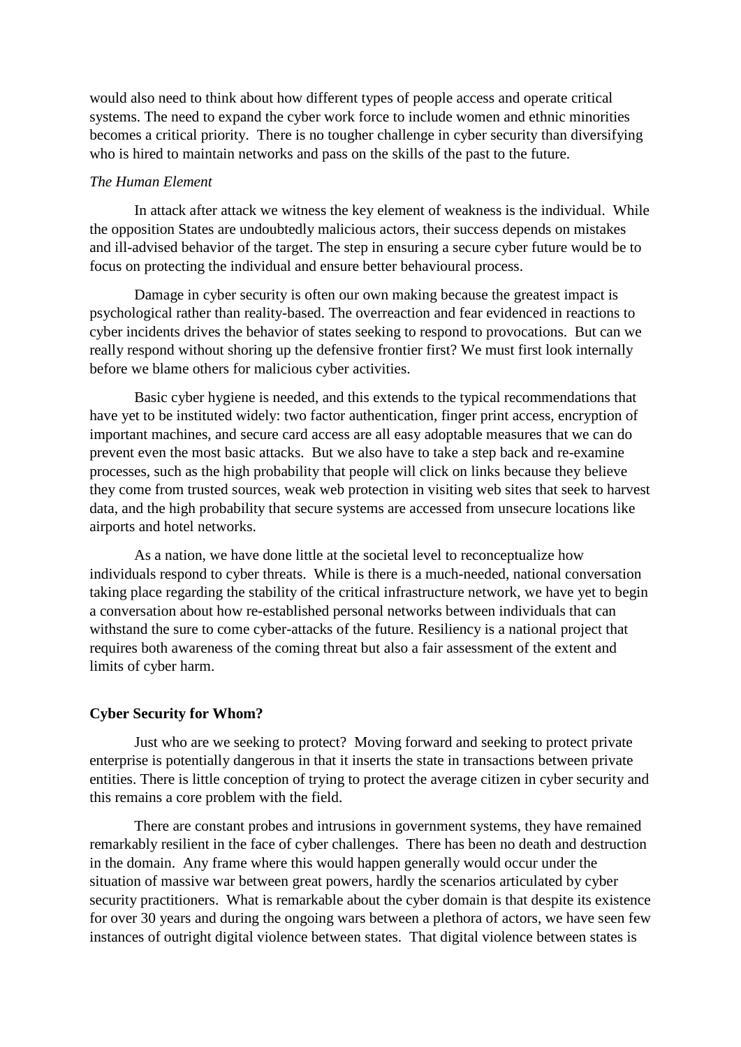would also need to think about how different types of people access and operate critical systems. The need to expand the cyber work force to include women and ethnic minorities becomes a critical priority. There is no tougher challenge in cyber security than diversifying who is hired to maintain networks and pass on the skills of the past to the future.

*The Human Element*

In attack after attack we witness the key element of weakness is the individual. While the opposition States are undoubtedly malicious actors, their success depends on mistakes and ill-advised behavior of the target. The step in ensuring a secure cyber future would be to focus on protecting the individual and ensure better behavioural process.

Damage in cyber security is often our own making because the greatest impact is psychological rather than reality-based. The overreaction and fear evidenced in reactions to cyber incidents drives the behavior of states seeking to respond to provocations. But can we really respond without shoring up the defensive frontier first? We must first look internally before we blame others for malicious cyber activities.

Basic cyber hygiene is needed, and this extends to the typical recommendations that have yet to be instituted widely: two factor authentication, finger print access, encryption of important machines, and secure card access are all easy adoptable measures that we can do prevent even the most basic attacks. But we also have to take a step back and re-examine processes, such as the high probability that people will click on links because they believe they come from trusted sources, weak web protection in visiting web sites that seek to harvest data, and the high probability that secure systems are accessed from unsecure locations like airports and hotel networks.

As a nation, we have done little at the societal level to reconceptualize how individuals respond to cyber threats. While is there is a much-needed, national conversation taking place regarding the stability of the critical infrastructure network, we have yet to begin a conversation about how re-established personal networks between individuals that can withstand the sure to come cyber-attacks of the future. Resiliency is a national project that requires both awareness of the coming threat but also a fair assessment of the extent and limits of cyber harm.

**Cyber Security for Whom?**

Just who are we seeking to protect? Moving forward and seeking to protect private enterprise is potentially dangerous in that it inserts the state in transactions between private entities. There is little conception of trying to protect the average citizen in cyber security and this remains a core problem with the field.

There are constant probes and intrusions in government systems, they have remained remarkably resilient in the face of cyber challenges. There has been no death and destruction in the domain. Any frame where this would happen generally would occur under the situation of massive war between great powers, hardly the scenarios articulated by cyber security practitioners. What is remarkable about the cyber domain is that despite its existence for over 30 years and during the ongoing wars between a plethora of actors, we have seen few instances of outright digital violence between states. That digital violence between states is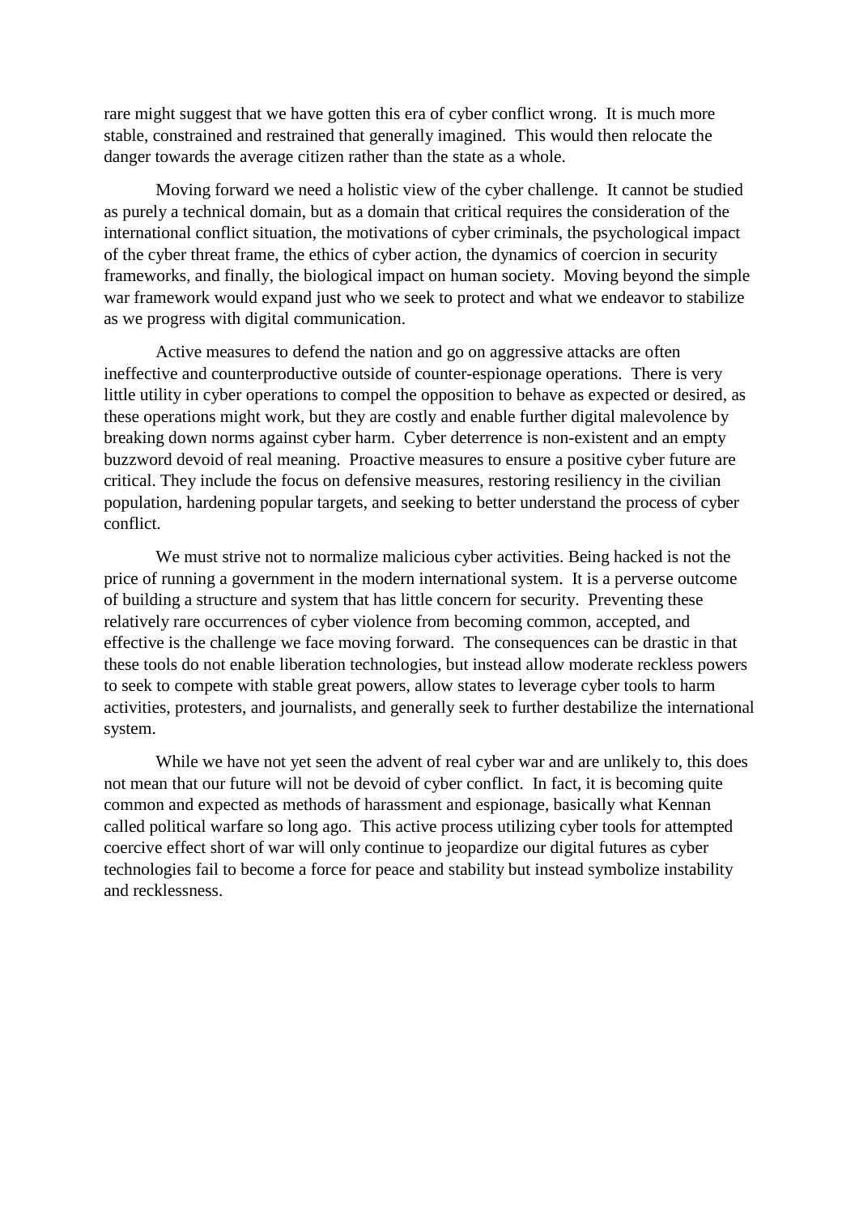rare might suggest that we have gotten this era of cyber conflict wrong. It is much more stable, constrained and restrained that generally imagined. This would then relocate the danger towards the average citizen rather than the state as a whole.

Moving forward we need a holistic view of the cyber challenge. It cannot be studied as purely a technical domain, but as a domain that critical requires the consideration of the international conflict situation, the motivations of cyber criminals, the psychological impact of the cyber threat frame, the ethics of cyber action, the dynamics of coercion in security frameworks, and finally, the biological impact on human society. Moving beyond the simple war framework would expand just who we seek to protect and what we endeavor to stabilize as we progress with digital communication.

Active measures to defend the nation and go on aggressive attacks are often ineffective and counterproductive outside of counter-espionage operations. There is very little utility in cyber operations to compel the opposition to behave as expected or desired, as these operations might work, but they are costly and enable further digital malevolence by breaking down norms against cyber harm. Cyber deterrence is non-existent and an empty buzzword devoid of real meaning. Proactive measures to ensure a positive cyber future are critical. They include the focus on defensive measures, restoring resiliency in the civilian population, hardening popular targets, and seeking to better understand the process of cyber conflict.

We must strive not to normalize malicious cyber activities. Being hacked is not the price of running a government in the modern international system. It is a perverse outcome of building a structure and system that has little concern for security. Preventing these relatively rare occurrences of cyber violence from becoming common, accepted, and effective is the challenge we face moving forward. The consequences can be drastic in that these tools do not enable liberation technologies, but instead allow moderate reckless powers to seek to compete with stable great powers, allow states to leverage cyber tools to harm activities, protesters, and journalists, and generally seek to further destabilize the international system.

While we have not yet seen the advent of real cyber war and are unlikely to, this does not mean that our future will not be devoid of cyber conflict. In fact, it is becoming quite common and expected as methods of harassment and espionage, basically what Kennan called political warfare so long ago. This active process utilizing cyber tools for attempted coercive effect short of war will only continue to jeopardize our digital futures as cyber technologies fail to become a force for peace and stability but instead symbolize instability and recklessness.